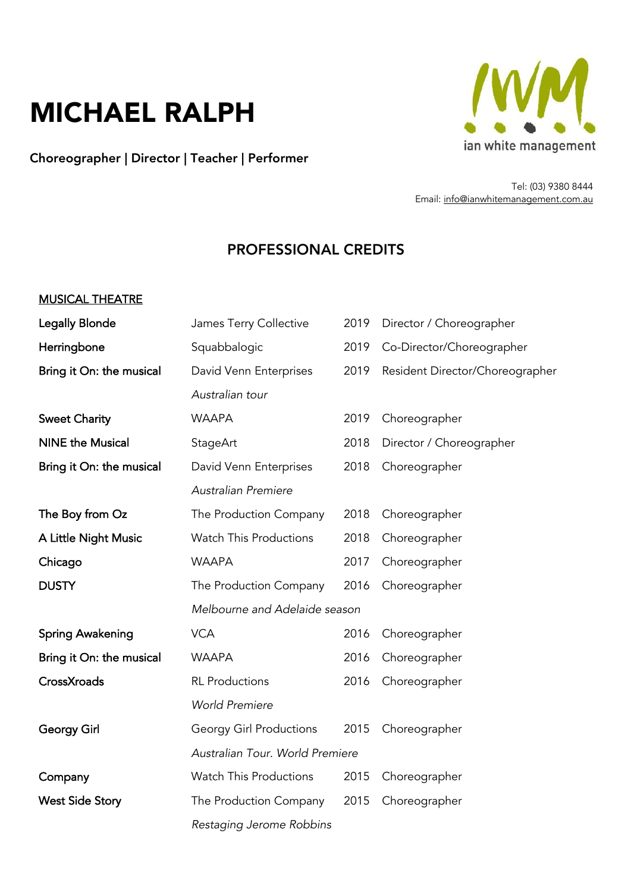# MICHAEL RALPH

**Choreographer | Director | Teacher | Performer**

ian white management

Tel: (03) 9380 8444
Email: info@ianwhitemanagement.com.au

## PROFESSIONAL CREDITS

### MUSICAL THEATRE

| | | | |
|---|---|---|---|
| Legally Blonde | James Terry Collective | 2019 | Director / Choreographer |
| Herringbone | Squabbalogic | 2019 | Co-Director/Choreographer |
| Bring it On: the musical | David Venn Enterprises *Australian tour* | 2019 | Resident Director/Choreographer |
| Sweet Charity | WAAPA | 2019 | Choreographer |
| NINE the Musical | StageArt | 2018 | Director / Choreographer |
| Bring it On: the musical | David Venn Enterprises *Australian Premiere* | 2018 | Choreographer |
| The Boy from Oz | The Production Company | 2018 | Choreographer |
| A Little Night Music | Watch This Productions | 2018 | Choreographer |
| Chicago | WAAPA | 2017 | Choreographer |
| DUSTY | The Production Company *Melbourne and Adelaide season* | 2016 | Choreographer |
| Spring Awakening | VCA | 2016 | Choreographer |
| Bring it On: the musical | WAAPA | 2016 | Choreographer |
| CrossXroads | RL Productions *World Premiere* | 2016 | Choreographer |
| Georgy Girl | Georgy Girl Productions *Australian Tour. World Premiere* | 2015 | Choreographer |
| Company | Watch This Productions | 2015 | Choreographer |
| West Side Story | The Production Company *Restaging Jerome Robbins* | 2015 | Choreographer |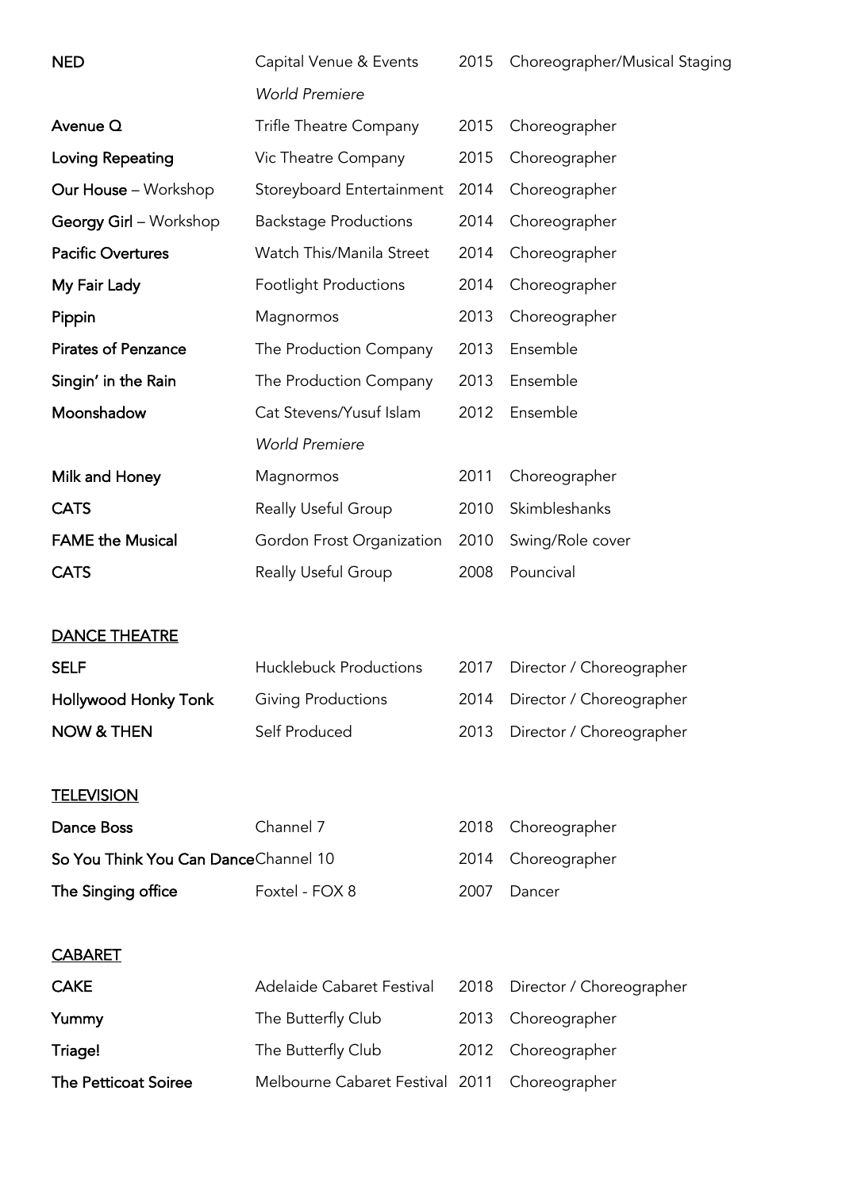| | | | |
|---|---|---|---|
| **NED** | Capital Venue & Events *World Premiere* | 2015 | Choreographer/Musical Staging |
| **Avenue Q** | Trifle Theatre Company | 2015 | Choreographer |
| **Loving Repeating** | Vic Theatre Company | 2015 | Choreographer |
| **Our House** – Workshop | Storeyboard Entertainment | 2014 | Choreographer |
| **Georgy Girl** – Workshop | Backstage Productions | 2014 | Choreographer |
| **Pacific Overtures** | Watch This/Manila Street | 2014 | Choreographer |
| **My Fair Lady** | Footlight Productions | 2014 | Choreographer |
| **Pippin** | Magnormos | 2013 | Choreographer |
| **Pirates of Penzance** | The Production Company | 2013 | Ensemble |
| **Singin' in the Rain** | The Production Company | 2013 | Ensemble |
| **Moonshadow** | Cat Stevens/Yusuf Islam *World Premiere* | 2012 | Ensemble |
| **Milk and Honey** | Magnormos | 2011 | Choreographer |
| **CATS** | Really Useful Group | 2010 | Skimbleshanks |
| **FAME the Musical** | Gordon Frost Organization | 2010 | Swing/Role cover |
| **CATS** | Really Useful Group | 2008 | Pouncival |

## DANCE THEATRE

| | | | |
|---|---|---|---|
| **SELF** | Hucklebuck Productions | 2017 | Director / Choreographer |
| **Hollywood Honky Tonk** | Giving Productions | 2014 | Director / Choreographer |
| **NOW & THEN** | Self Produced | 2013 | Director / Choreographer |

## TELEVISION

| | | | |
|---|---|---|---|
| **Dance Boss** | Channel 7 | 2018 | Choreographer |
| **So You Think You Can Dance** | Channel 10 | 2014 | Choreographer |
| **The Singing office** | Foxtel - FOX 8 | 2007 | Dancer |

## CABARET

| | | | |
|---|---|---|---|
| **CAKE** | Adelaide Cabaret Festival | 2018 | Director / Choreographer |
| **Yummy** | The Butterfly Club | 2013 | Choreographer |
| **Triage!** | The Butterfly Club | 2012 | Choreographer |
| **The Petticoat Soiree** | Melbourne Cabaret Festival | 2011 | Choreographer |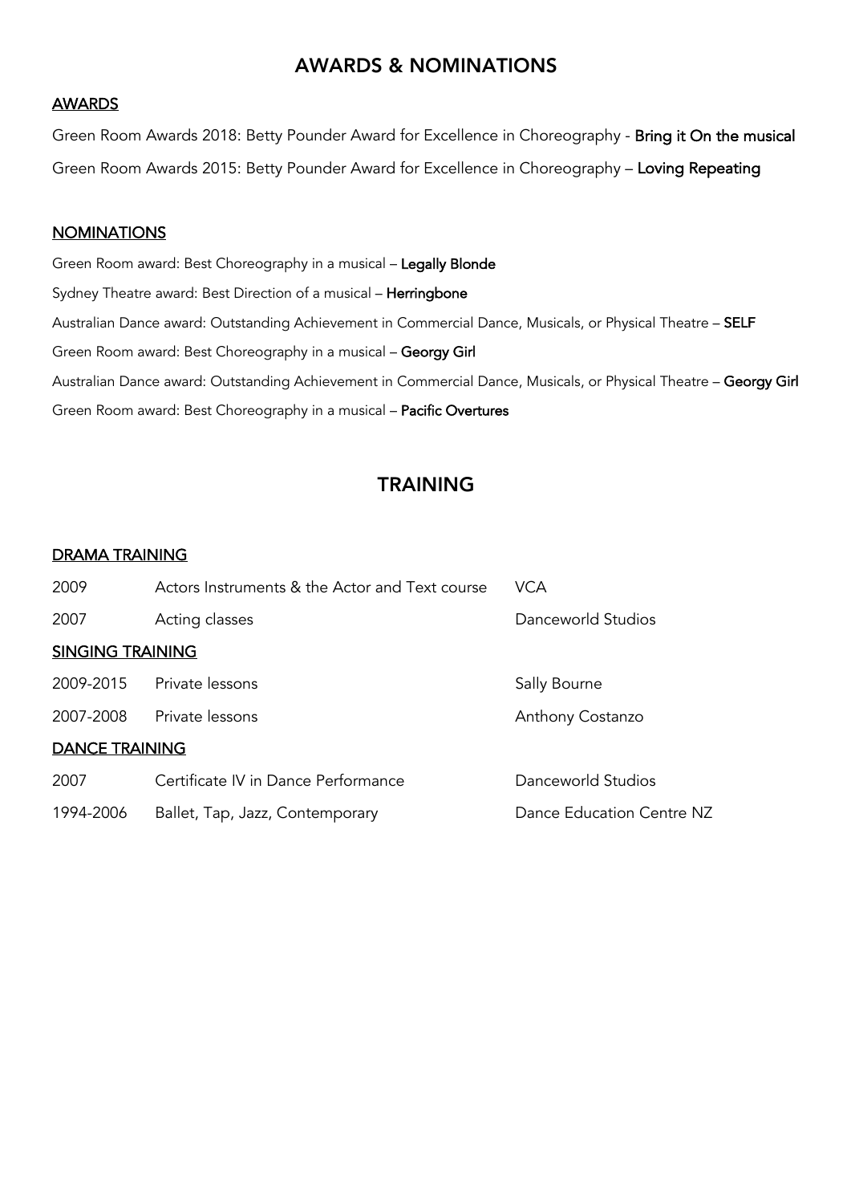# AWARDS & NOMINATIONS

## AWARDS

Green Room Awards 2018: Betty Pounder Award for Excellence in Choreography - **Bring it On the musical**

Green Room Awards 2015: Betty Pounder Award for Excellence in Choreography – **Loving Repeating**

## NOMINATIONS

Green Room award: Best Choreography in a musical – **Legally Blonde**

Sydney Theatre award: Best Direction of a musical – **Herringbone**

Australian Dance award: Outstanding Achievement in Commercial Dance, Musicals, or Physical Theatre – **SELF**

Green Room award: Best Choreography in a musical – **Georgy Girl**

Australian Dance award: Outstanding Achievement in Commercial Dance, Musicals, or Physical Theatre – **Georgy Girl**

Green Room award: Best Choreography in a musical – **Pacific Overtures**

# TRAINING

## DRAMA TRAINING

| | | |
|---|---|---|
| 2009 | Actors Instruments & the Actor and Text course | VCA |
| 2007 | Acting classes | Danceworld Studios |

## SINGING TRAINING

| | | |
|---|---|---|
| 2009-2015 | Private lessons | Sally Bourne |
| 2007-2008 | Private lessons | Anthony Costanzo |

## DANCE TRAINING

| | | |
|---|---|---|
| 2007 | Certificate IV in Dance Performance | Danceworld Studios |
| 1994-2006 | Ballet, Tap, Jazz, Contemporary | Dance Education Centre NZ |